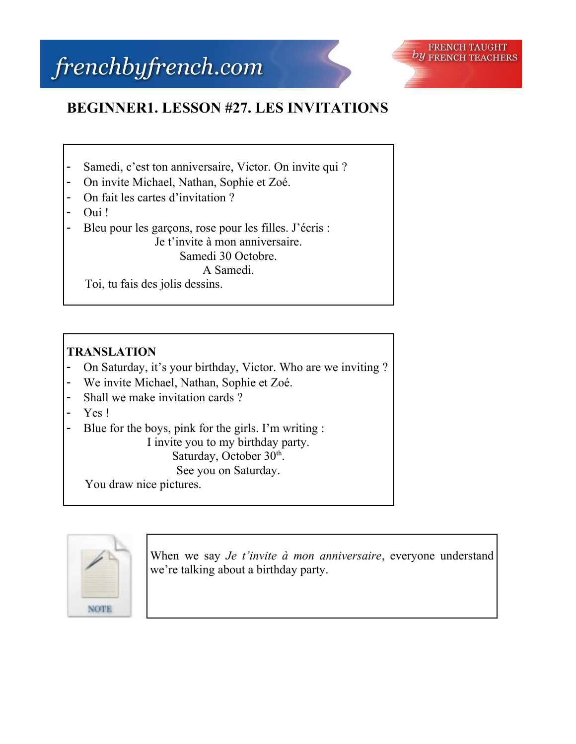frenchbyfrench.com

FRENCH TAUGHT *by* FRENCH TEACHERS

# BEGINNER1. LESSON #27. LES INVITATIONS

- Samedi, c'est ton anniversaire, Victor. On invite qui ?
- On invite Michael, Nathan, Sophie et Zoé.
- On fait les cartes d'invitation ?
- Oui !
- Bleu pour les garçons, rose pour les filles. J'écris :

  Je t'invite à mon anniversaire.
  Samedi 30 Octobre.
  A Samedi.

  Toi, tu fais des jolis dessins.

**TRANSLATION**

- On Saturday, it's your birthday, Victor. Who are we inviting ?
- We invite Michael, Nathan, Sophie et Zoé.
- Shall we make invitation cards ?
- Yes !
- Blue for the boys, pink for the girls. I'm writing :

  I invite you to my birthday party.
  Saturday, October $30^{th}$.
  See you on Saturday.

  You draw nice pictures.

NOTE

When we say *Je t'invite à mon anniversaire*, everyone understand we're talking about a birthday party.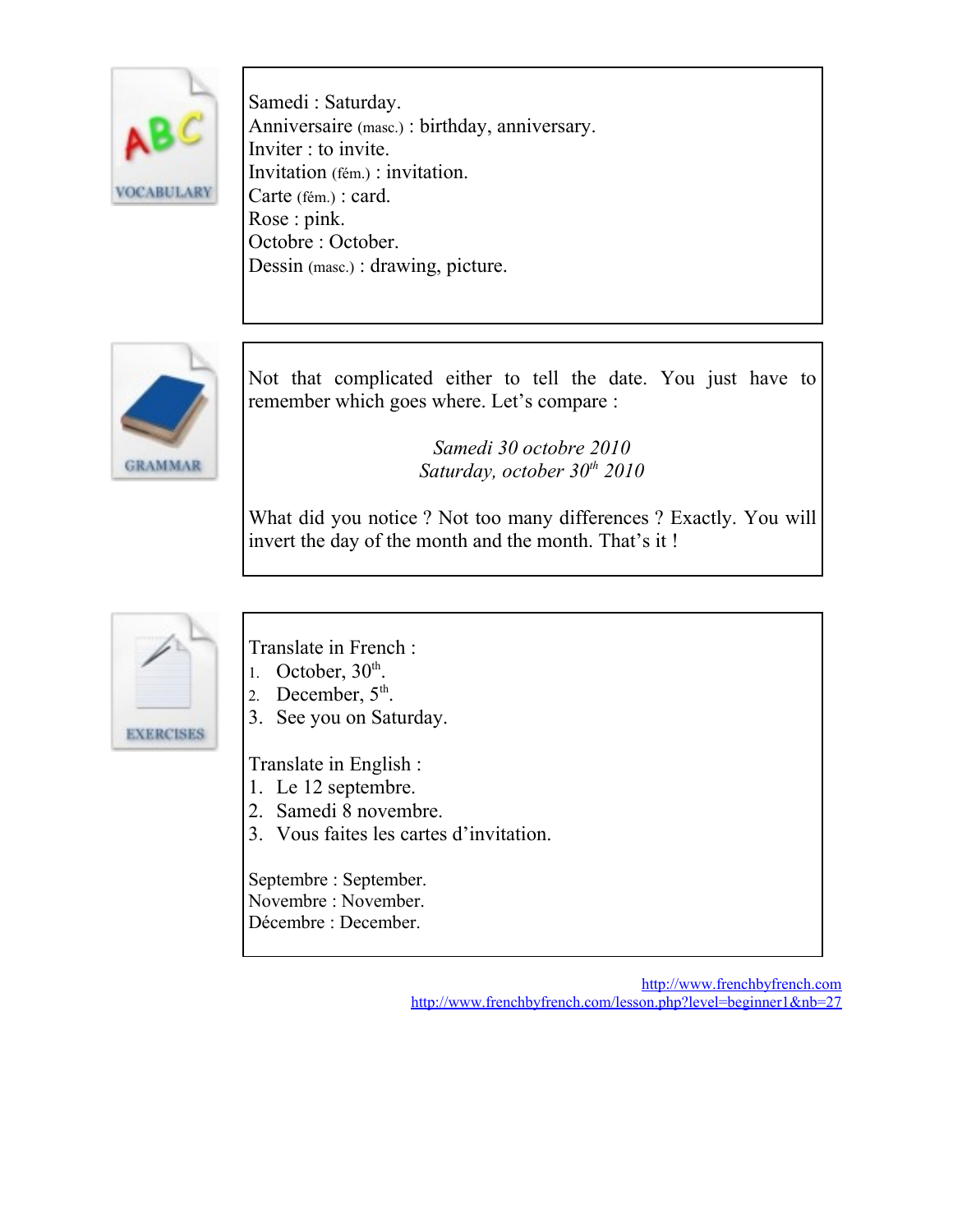VOCABULARY

Samedi : Saturday.
Anniversaire (masc.) : birthday, anniversary.
Inviter : to invite.
Invitation (fém.) : invitation.
Carte (fém.) : card.
Rose : pink.
Octobre : October.
Dessin (masc.) : drawing, picture.

GRAMMAR

Not that complicated either to tell the date. You just have to remember which goes where. Let's compare :

*Samedi 30 octobre 2010*
*Saturday, october 30th 2010*

What did you notice ? Not too many differences ? Exactly. You will invert the day of the month and the month. That's it !

EXERCISES

Translate in French :

1. October, 30th.
2. December, 5th.
3. See you on Saturday.

Translate in English :

1. Le 12 septembre.
2. Samedi 8 novembre.
3. Vous faites les cartes d'invitation.

Septembre : September.
Novembre : November.
Décembre : December.

http://www.frenchbyfrench.com
http://www.frenchbyfrench.com/lesson.php?level=beginner1&nb=27